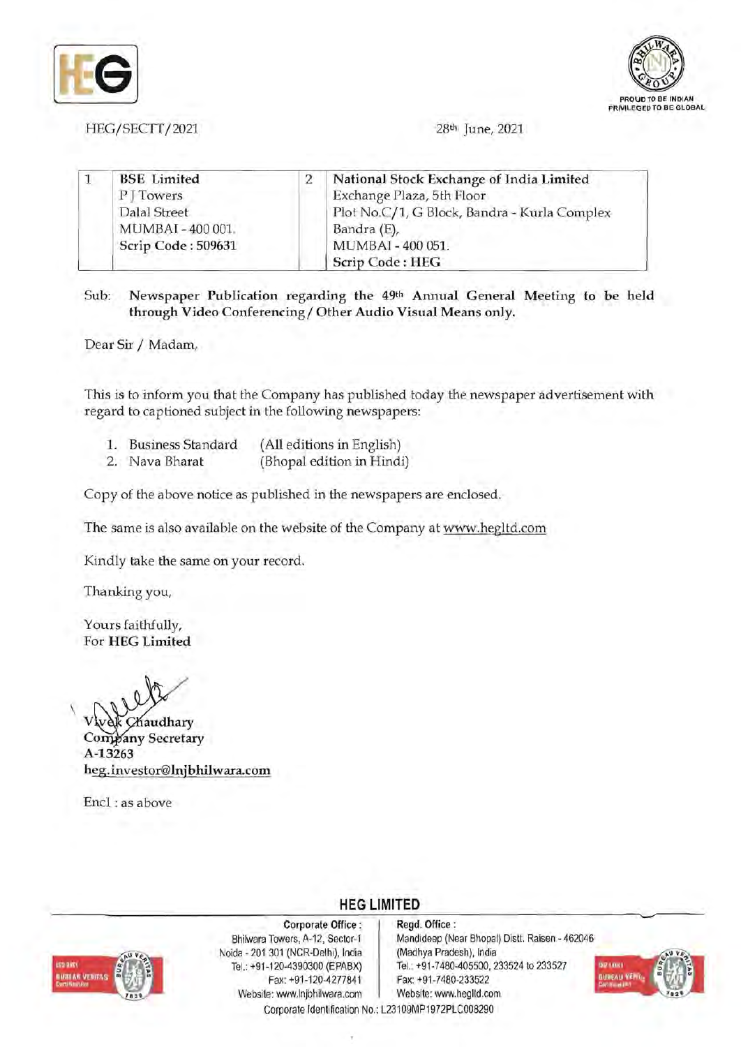HEG/SECTT/2021

28th June, 2021

| 1 | BSE Limited<br>P J Towers<br>Dalal Street<br>MUMBAI - 400 001.<br>Scrip Code : 509631 | 2 | National Stock Exchange of India Limited<br>Exchange Plaza, 5th Floor<br>Plot No.C/1, G Block, Bandra - Kurla Complex<br>Bandra (E),<br>MUMBAI - 400 051.<br>**Scrip Code : HEG** |
|---|---|---|---|

Sub: **Newspaper Publication regarding the 49th Annual General Meeting to be held through Video Conferencing / Other Audio Visual Means only.**

Dear Sir / Madam,

This is to inform you that the Company has published today the newspaper advertisement with regard to captioned subject in the following newspapers:

1. Business Standard (All editions in English)
2. Nava Bharat (Bhopal edition in Hindi)

Copy of the above notice as published in the newspapers are enclosed.

The same is also available on the website of the Company at www.hegltd.com

Kindly take the same on your record.

Thanking you,

Yours faithfully,
For **HEG Limited**

Vivek Chaudhary
**Company Secretary**
**A-13263**
**heg.investor@lnjbhilwara.com**

Encl : as above

**HEG LIMITED**

**Corporate Office :**
Bhilwara Towers, A-12, Sector-1
Noida - 201 301 (NCR-Delhi), India
Tel.: +91-120-4390300 (EPABX)
Fax: +91-120-4277841
Website: www.lnjbhilwara.com

**Regd. Office :**
Mandideep (Near Bhopal) Distt. Raisen - 462046
(Madhya Pradesh), India
Tel.: +91-7480-405500, 233524 to 233527
Fax: +91-7480-233522
Website: www.hegltd.com

Corporate Identification No.: L23109MP1972PLC008290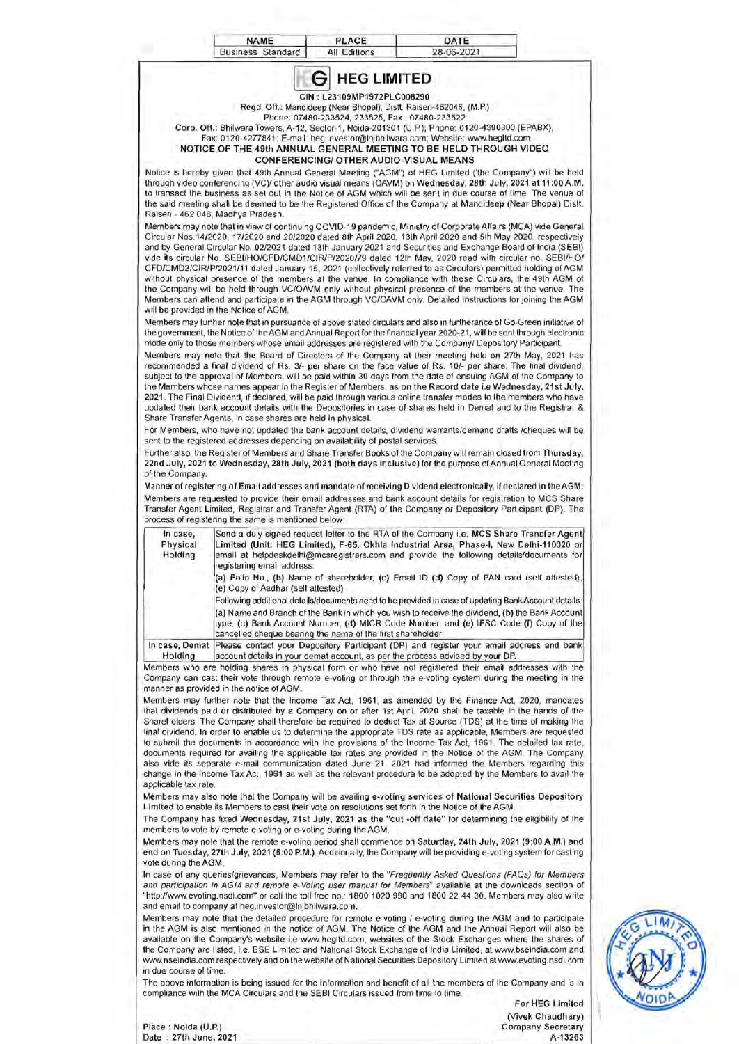| NAME | PLACE | DATE |
| --- | --- | --- |
| Business Standard | All Editions | 28-06-2021 |

# HEG LIMITED

CIN : L23109MP1972PLC008290

Regd. Off.: Mandideep (Near Bhopal), Distt. Raisen-462046, (M.P.)
Phone: 07480-233524, 233525, Fax : 07480-233522

Corp. Off.: Bhilwara Towers, A-12, Sector-1, Noida-201301 (U.P.); Phone: 0120-4390300 (EPABX),
Fax: 0120-4277841; E-mail: heg.investor@lnjbhilwara.com; Website: www.hegltd.com

**NOTICE OF THE 49th ANNUAL GENERAL MEETING TO BE HELD THROUGH VIDEO CONFERENCING/ OTHER AUDIO-VISUAL MEANS**

Notice is hereby given that 49th Annual General Meeting ("AGM") of HEG Limited ("the Company") will be held through video conferencing (VC)/ other audio visual means (OAVM) on **Wednesday, 28th July, 2021 at 11:00 A.M.** to transact the business as set out in the Notice of AGM which will be sent in due course of time. The venue of the said meeting shall be deemed to be the Registered Office of the Company at Mandideep (Near Bhopal) Distt. Raisen - 462 046, Madhya Pradesh.

Members may note that in view of continuing COVID-19 pandemic, Ministry of Corporate Affairs (MCA) vide General Circular Nos.14/2020, 17/2020 and 20/2020 dated 8th April 2020, 13th April 2020 and 5th May 2020, respectively and by General Circular No. 02/2021 dated 13th January 2021 and Securities and Exchange Board of India (SEBI) vide its circular No. SEBI/HO/CFD/CMD1/CIR/P/2020/79 dated 12th May, 2020 read with circular no. SEBI/HO/CFD/CMD2/CIR/P/2021/11 dated January 15, 2021 (collectively referred to as Circulars) permitted holding of AGM without physical presence of the members at the venue. In compliance with these Circulars, the 49th AGM of the Company will be held through VC/OAVM only without physical presence of the members at the venue. The Members can attend and participate in the AGM through VC/OAVM only. Detailed instructions for joining the AGM will be provided in the Notice of AGM.

Members may further note that in pursuance of above stated circulars and also in furtherance of Go-Green initiative of the government, the Notice of the AGM and Annual Report for the financial year 2020-21, will be sent through electronic mode only to those members whose email addresses are registered with the Company/ Depository Participant.

Members may note that the Board of Directors of the Company at their meeting held on 27th May, 2021 has recommended a final dividend of Rs. 3/- per share on the face value of Rs. 10/- per share. The final dividend, subject to the approval of Members, will be paid within 30 days from the date of ensuing AGM of the Company to the Members whose names appear in the Register of Members, as on the Record date i.e **Wednesday, 21st July, 2021**. The Final Dividend, if declared, will be paid through various online transfer modes to the members who have updated their bank account details with the Depositories in case of shares held in Demat and to the Registrar & Share Transfer Agents, in case shares are held in physical.

For Members, who have not updated the bank account details, dividend warrants/demand drafts /cheques will be sent to the registered addresses depending on availability of postal services.

Further also, the Register of Members and Share Transfer Books of the Company will remain closed from **Thursday, 22nd July, 2021 to Wednesday, 28th July, 2021 (both days inclusive)** for the purpose of Annual General Meeting of the Company.

**Manner of registering of Email addresses and mandate of receiving Dividend electronically, if declared in the AGM:**

Members are requested to provide their email addresses and bank account details for registration to MCS Share Transfer Agent Limited, Registrar and Transfer Agent (RTA) of the Company or Depository Participant (DP). The process of registering the same is mentioned below:

| | |
| --- | --- |
| In case, Physical Holding | Send a duly signed request letter to the RTA of the Company i.e. **MCS Share Transfer Agent Limited (Unit: HEG Limited), F-65, Okhla Industrial Area, Phase-I, New Delhi-110020** or email at helpdeskdelhi@mcsregistrars.com and provide the following details/documents for registering email address:<br>(a) Folio No., (b) Name of shareholder, (c) Email ID (d) Copy of PAN card (self attested), (e) Copy of Aadhar (self attested)<br>Following additional details/documents need to be provided in case of updating Bank Account details.<br>(a) Name and Branch of the Bank in which you wish to receive the dividend, (b) the Bank Account type, (c) Bank Account Number, (d) MICR Code Number, and (e) IFSC Code (f) Copy of the cancelled cheque bearing the name of the first shareholder |
| In case, Demat Holding | Please contact your Depository Participant (DP) and register your email address and bank account details in your demat account, as per the process advised by your DP. |

Members who are holding shares in physical form or who have not registered their email addresses with the Company can cast their vote through remote e-voting or through the e-voting system during the meeting in the manner as provided in the notice of AGM.

Members may further note that the Income Tax Act, 1961, as amended by the Finance Act, 2020, mandates that dividends paid or distributed by a Company on or after 1st April, 2020 shall be taxable in the hands of the Shareholders. The Company shall therefore be required to deduct Tax at Source (TDS) at the time of making the final dividend. In order to enable us to determine the appropriate TDS rate as applicable, Members are requested to submit the documents in accordance with the provisions of the Income Tax Act, 1961. The detailed tax rate, documents required for availing the applicable tax rates are provided in the Notice of the AGM. The Company also vide its separate e-mail communication dated June 21, 2021 had informed the Members regarding this change in the Income Tax Act, 1961 as well as the relevant procedure to be adopted by the Members to avail the applicable tax rate.

Members may also note that the Company will be availing e-voting services of **National Securities Depository Limited** to enable its Members to cast their vote on resolutions set forth in the Notice of the AGM.

The Company has fixed **Wednesday, 21st July, 2021 as the "cut -off date"** for determining the eligibility of the members to vote by remote e-voting or e-voting during the AGM.

Members may note that the remote e-voting period shall commence on **Saturday, 24th July, 2021 (9:00 A.M.)** and end on **Tuesday, 27th July, 2021 (5:00 P.M.)**. Additionally, the Company will be providing e-voting system for casting vote during the AGM.

In case of any queries/grievances, Members may refer to the "*Frequently Asked Questions (FAQs) for Members and participation in AGM and remote e-Voting user manual for Members*" available at the downloads section of "http://www.evoting.nsdl.com" or call the toll free no.: 1800 1020 990 and 1800 22 44 30. Members may also write and email to company at heg.investor@lnjbhilwara.com.

Members may note that the detailed procedure for remote e-voting / e-voting during the AGM and to participate in the AGM is also mentioned in the notice of AGM. The Notice of the AGM and the Annual Report will also be available on the Company's website i.e www.hegltd.com, websites of the Stock Exchanges where the shares of the Company are listed, i.e. BSE Limited and National Stock Exchange of India Limited, at www.bseindia.com and www.nseindia.com respectively and on the website of National Securities Depository Limited at www.evoting.nsdl.com in due course of time.

The above information is being issued for the information and benefit of all the members of the Company and is in compliance with the MCA Circulars and the SEBI Circulars issued from time to time.

For HEG Limited

(Vivek Chaudhary)
Company Secretary
A-13263

Place : Noida (U.P.)
Date : 27th June, 2021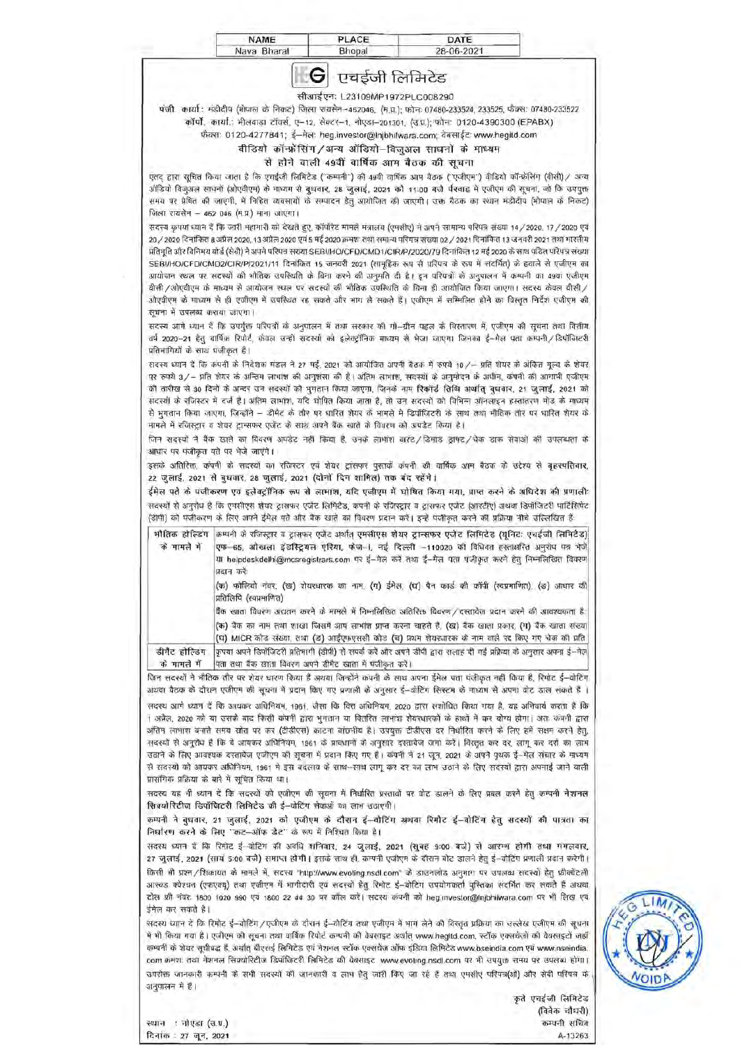| NAME | PLACE | DATE |
| --- | --- | --- |
| Nava Bharat | Bhopal | 28-06-2021 |

# एचईजी लिमिटेड

सीआईएन: L23109MP1972PLC008290

पंजी. कार्या.: मंडीदीप (भोपाल के निकट) जिला रायसेन–462046, (म.प्र.); फोन: 07480-233524, 233525, फैक्स: 07480-233522

कॉर्पो. कार्या.: भीलवाड़ा टॉवर्स, ए–12, सेक्टर–1, नोएडा–201301, (उ.प्र.); फोन: 0120-4390300 (EPABX)

फैक्स: 0120-4277841; ई–मेल: heg.investor@lnjbhilwara.com; वेबसाइट: www.hegltd.com

## वीडियो कॉन्फ्रेंसिंग/अन्य ऑडियो–विजुअल साधनों के माध्यम से होने वाली 49वीं वार्षिक आम बैठक की सूचना

एतद् द्वारा सूचित किया जाता है कि एचईजी लिमिटेड ("कम्पनी") की 49वीं वार्षिक आम बैठक ("एजीएम") वीडियो कॉन्फ्रेंसिंग (वीसी)/ अन्य ऑडियो विजुअल साधनों (ओएवीएम) के माध्यम से **बुधवार, 28 जुलाई, 2021 को** 11:00 बजे पूर्वाह्न में एजीएम की सूचना, जो कि उपर्युक्त समय पर प्रेषित की जाएगी, में निहित व्यवसायों के सम्पादन हेतु आयोजित की जाएगी। उक्त बैठक का स्थान मंडीदीप (भोपाल के निकट) जिला रायसेन – 462 046 (म.प्र.) माना जाएगा।

सदस्य कृपया ध्यान दें कि जारी महामारी को देखते हुए, कॉर्पोरेट मामले मंत्रालय (एमसीए) ने अपने सामान्य परिपत्र संख्या 14/2020, 17/2020 एवं 20/2020 दिनांकित 8 अप्रैल 2020, 13 अप्रैल 2020 एवं 5 मई 2020 क्रमशः तथा सामान्य परिपत्र संख्या 02/2021 दिनांकित 13 जनवरी 2021 तथा भारतीय प्रतिभूति और विनिमय बोर्ड (सेबी) ने अपने परिपत्र संख्या SEBI/HO/CFD/CMD1/CIR/P/2020/79 दिनांकित 12 मई 2020 के साथ पठित परिपत्र संख्या SEBI/HO/CFD/CMD2/CIR/P/2021/11 दिनांकित 15 जनवरी 2021 (सामूहिक रूप से परिपत्र के रूप में संदर्भित) के हवाले से एजीएम का आयोजन स्थल पर सदस्यों की भौतिक उपस्थिति के बिना करने की अनुमति दी है। इन परिपत्रों के अनुपालन में कम्पनी का 49वां एजीएम वीसी/ओएवीएम के माध्यम से आयोजन स्थल पर सदस्यों की भौतिक उपस्थिति के बिना ही आयोजित किया जाएगा। सदस्य केवल वीसी/ओएवीएम के माध्यम से ही एजीएम में उपस्थित रह सकते और भाग ले सकते हैं। एजीएम में सम्मिलित होने का विस्तृत निर्देश एजीएम की सूचना में उपलब्ध कराया जाएगा।

सदस्य आगे ध्यान दें कि उपर्युक्त परिपत्रों के अनुपालन में तथा सरकार की गो–ग्रीन पहल के विस्तारण में, एजीएम की सूचना तथा वित्तीय वर्ष 2020–21 हेतु वार्षिक रिपोर्ट, केवल उन्हीं सदस्यों को इलेक्ट्रॉनिक माध्यम से भेजा जाएगा जिनका ई–मेल पता कम्पनी/डिपॉजिटरी प्रतिभागियों के साथ पंजीकृत है।

सदस्य ध्यान दें कि कंपनी के निदेशक मंडल ने 27 मई, 2021 को आयोजित अपनी बैठक में रुपये 10/– प्रति शेयर के अंकित मूल्य के शेयर पर रुपये 3/– प्रति शेयर के अन्तिम लाभांश की अनुशंसा की है। अंतिम लाभांश, सदस्यों के अनुमोदन के अधीन, कंपनी की आगामी एजीएम की तारीख से 30 दिनों के अन्दर उन सदस्यों को भुगतान किया जाएगा, जिनके नाम **रिकॉर्ड तिथि अर्थात् बुधवार, 21 जुलाई, 2021** को सदस्यों के रजिस्टर में दर्ज हैं। अंतिम लाभांश, यदि घोषित किया जाता है, तो उन सदस्यों को विभिन्न ऑनलाइन हस्तांतरण मोड के माध्यम से भुगतान किया जाएगा, जिन्होंने – डीमैट के तौर पर धारित शेयर के मामले में डिपॉजिटरी के साथ तथा भौतिक तौर पर धारित शेयर के मामले में रजिस्ट्रार व शेयर ट्रान्सफर एजेंट के साथ अपने बैंक खाते के विवरण को अपडेट किया है।

जिन सदस्यों ने बैंक खाते का विवरण अपडेट नहीं किया है, उनके लाभांश वारंट/डिमांड ड्राफ्ट/चेक डाक सेवाओं की उपलब्धता के आधार पर पंजीकृत पते पर भेजे जाएंगे।

इसके अतिरिक्त, कंपनी के सदस्यों का रजिस्टर एवं शेयर ट्रान्सफर पुस्तकें कंपनी की वार्षिक आम बैठक के उद्देश्य से **बृहस्पतिवार, 22 जुलाई, 2021 से बुधवार, 28 जुलाई, 2021 (दोनों दिन शामिल) तक बंद रहेंगे।**

**ईमेल पते के पंजीकरण एवं इलेक्ट्रॉनिक रूप से लाभांश, यदि एजीएम में घोषित किया गया, प्राप्त करने के अधिदेश की प्रणाली:** सदस्यों से अनुरोध है कि एमसीएस शेयर ट्रान्सफर एजेंट लिमिटेड, कंपनी के रजिस्ट्रार व ट्रान्सफर एजेंट (आरटीए) अथवा डिपॉजिटरी पार्टिसिपेंट (डीपी) को पंजीकरण के लिए अपने ईमेल पते और बैंक खाते का विवरण प्रदान करें। इन्हें पंजीकृत करने की प्रक्रिया नीचे उल्लिखित है:

| | |
| --- | --- |
| **भौतिक होल्डिंग के मामले में** | कम्पनी के रजिस्ट्रार व ट्रान्सफर एजेंट **एमसीएस शेयर ट्रान्सफर एजेंट लिमिटेड** (यूनिटः एचईजी लिमिटेड) एफ–65, ओखला इंडस्ट्रियल एरिया, फेज–I, नई दिल्ली –110020 को विधिवत हस्ताक्षरित अनुरोध पत्र भेजें या helpdeskdelhi@mcsregistrars.com पर ई–मेल करें तथा ई–मेल पता पंजीकृत करने हेतु निम्नलिखित विवरण प्रदान करें:<br>(क) फोलियो नंबर, (ख) शेयरधारक का नाम, (ग) ईमेल, (घ) पैन कार्ड की कॉपी (स्वप्रमाणित), (ङ) आधार की प्रतिलिपि (स्वप्रमाणित)<br>बैंक खाता विवरण अद्यतन करने के मामले में निम्नलिखित अतिरिक्त विवरण/दस्तावेज प्रदान करने की आवश्यकता है:<br>(क) बैंक का नाम तथा शाखा जिसमें आप लाभांश प्राप्त करना चाहते है, (ख) बैंक खाता प्रकार, (ग) बैंक खाता संख्या (घ) MICR कोड संख्या, तथा (ङ) आईएफएससी कोड (च) प्रथम शेयरधारक के नाम वाले रद्द किए गए चेक की प्रति |
| **डीमैट होल्डिंग के मामले में** | कृपया अपने डिपॉजिटरी प्रतिभागी (डीपी) से संपर्क करें और अपने डीपी द्वारा सलाह दी गई प्रक्रिया के अनुसार अपना ई–मेल पता तथा बैंक खाता विवरण अपने डीमैट खाता में पंजीकृत करें। |

जिन सदस्यों ने भौतिक तौर पर शेयर धारण किया है अथवा जिन्होंने कंपनी के साथ अपना ईमेल पता पंजीकृत नहीं किया है, रिमोट ई–वोटिंग अथवा बैठक के दौरान एजीएम की सूचना में प्रदान किए गए प्रणाली के अनुसार ई–वोटिंग सिस्टम के माध्यम से अपना वोट डाल सकते हैं।

सदस्य आगे ध्यान दें कि आयकर अधिनियम, 1961, जैसा कि वित्त अधिनियम, 2020 द्वारा संशोधित किया गया है, यह अनिवार्य करता है कि 1 अप्रैल, 2020 को या उसके बाद किसी कंपनी द्वारा भुगतान या वितरित लाभांश शेयरधारकों के हाथों में कर योग्य होगा। अतः कंपनी द्वारा अंतिम लाभांश बनाते समय स्रोत पर कर (टीडीएस) काटना वांछनीय है। उपयुक्त टीडीएस दर निर्धारित करने के लिए हमें सक्षम करने हेतु, सदस्यों से अनुरोध है कि वे आयकर अधिनियम, 1961 के प्रावधानों के अनुसार दस्तावेज जमा करें। विस्तृत कर दर, लागू कर दरों का लाभ उठाने के लिए आवश्यक दस्तावेज एजीएम की सूचना में प्रदान किए गए हैं। कंपनी ने 21 जून, 2021 के अपने पृथक ई–मेल संचार के माध्यम से सदस्यों को आयकर अधिनियम, 1961 में इस बदलाव के साथ–साथ लागू कर दर का लाभ उठाने के लिए सदस्यों द्वारा अपनाई जाने वाली प्रासंगिक प्रक्रिया के बारे में सूचित किया था।

सदस्य यह भी ध्यान दें कि सदस्यों को एजीएम की सूचना में निर्धारित प्रस्तावों पर वोट डालने के लिए प्रबंध करने हेतु कम्पनी **नेशनल सिक्योरिटीज डिपॉजिटरी लिमिटेड की ई–वोटिंग सेवाओं** का लाभ उठाएगी।

कम्पनी ने बुधवार, 21 जुलाई, 2021 को एजीएम के दौरान ई–वोटिंग अथवा रिमोट ई–वोटिंग हेतु सदस्यों की पात्रता का निर्धारण करने के लिए "कट–ऑफ डेट" के रूप में निश्चित किया है।

सदस्य ध्यान दें कि रिमोट ई–वोटिंग की अवधि **शनिवार, 24 जुलाई, 2021 (सुबह 9:00 बजे) से आरम्भ होगी तथा मंगलवार, 27 जुलाई, 2021 (सायं 5:00 बजे) समाप्त होगी।** इसके साथ ही, कम्पनी एजीएम के दौरान वोट डालने हेतु ई–वोटिंग प्रणाली प्रदान करेगी। किसी भी प्रश्न/शिकायत के मामले में, सदस्य "http://www.evoting.nsdl.com" के डाउनलोड अनुभाग पर उपलब्ध सदस्यों हेतु फ्रीक्वेंटली आस्क्ड क्वेश्चन (एफएक्यू) तथा एजीएम में भागीदारी एवं सदस्यों हेतु रिमोट ई–वोटिंग उपयोगकर्ता पुस्तिका संदर्भित कर सकते हैं अथवा **टोल फ्री नंबर: 1800 1020 990 एवं 1800 22 44 30** पर कॉल करें। सदस्य कंपनी को heg.investor@lnjbhilwara.com पर भी लिख एवं ईमेल कर सकते हैं।

सदस्य ध्यान दें कि रिमोट ई–वोटिंग/एजीएम के दौरान ई–वोटिंग तथा एजीएम में भाग लेने की विस्तृत प्रक्रिया का उल्लेख एजीएम की सूचना में भी किया गया है। एजीएम की सूचना तथा वार्षिक रिपोर्ट कम्पनी की वेबसाइट अर्थात् www.hegltd.com, स्टॉक एक्सचेंजों की वेबसाइटों जहाँ कम्पनी के शेयर सूचीबद्ध हैं, अर्थात् बीएसई लिमिटेड एवं नेशनल स्टॉक एक्सचेंज ऑफ इंडिया लिमिटेड www.bseindia.com एवं www.nseindia.com क्रमशः तथा नेशनल सिक्योरिटीज डिपॉजिटरी लिमिटेड की वेबसाइट www.evoting.nsdl.com पर भी उपयुक्त समय पर उपलब्ध होगा।

उपरोक्त जानकारी कम्पनी के सभी सदस्यों की जानकारी व लाभ हेतु जारी किए जा रहे हैं तथा एमसीए परिपत्र(ओं) और सेबी परिपत्र के अनुपालन में है।

कृते एचईजी लिमिटेड

(विवेक चौधरी)

कम्पनी सचिव

A-13263

स्थान : नोएडा (उ.प्र.)

दिनांक : 27 जून, 2021